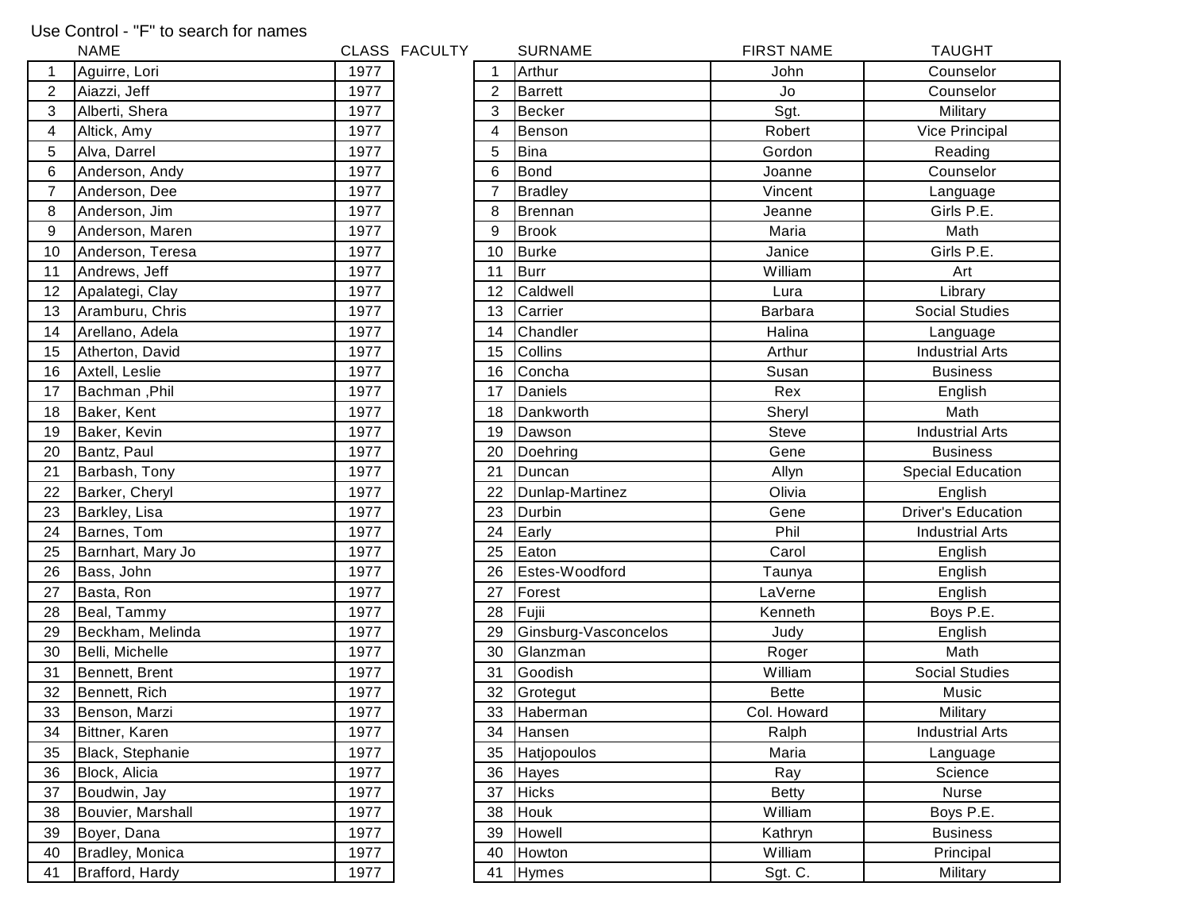Use Control - "F" to search for names

| | NAME | CLASS | FACULTY | | SURNAME | FIRST NAME | TAUGHT |
|---|---|---|---|---|---|---|---|
| 1 | Aguirre, Lori | 1977 | | 1 | Arthur | John | Counselor |
| 2 | Aiazzi, Jeff | 1977 | | 2 | Barrett | Jo | Counselor |
| 3 | Alberti, Shera | 1977 | | 3 | Becker | Sgt. | Military |
| 4 | Altick, Amy | 1977 | | 4 | Benson | Robert | Vice Principal |
| 5 | Alva, Darrel | 1977 | | 5 | Bina | Gordon | Reading |
| 6 | Anderson, Andy | 1977 | | 6 | Bond | Joanne | Counselor |
| 7 | Anderson, Dee | 1977 | | 7 | Bradley | Vincent | Language |
| 8 | Anderson, Jim | 1977 | | 8 | Brennan | Jeanne | Girls P.E. |
| 9 | Anderson, Maren | 1977 | | 9 | Brook | Maria | Math |
| 10 | Anderson, Teresa | 1977 | | 10 | Burke | Janice | Girls P.E. |
| 11 | Andrews, Jeff | 1977 | | 11 | Burr | William | Art |
| 12 | Apalategi, Clay | 1977 | | 12 | Caldwell | Lura | Library |
| 13 | Aramburu, Chris | 1977 | | 13 | Carrier | Barbara | Social Studies |
| 14 | Arellano, Adela | 1977 | | 14 | Chandler | Halina | Language |
| 15 | Atherton, David | 1977 | | 15 | Collins | Arthur | Industrial Arts |
| 16 | Axtell, Leslie | 1977 | | 16 | Concha | Susan | Business |
| 17 | Bachman ,Phil | 1977 | | 17 | Daniels | Rex | English |
| 18 | Baker, Kent | 1977 | | 18 | Dankworth | Sheryl | Math |
| 19 | Baker, Kevin | 1977 | | 19 | Dawson | Steve | Industrial Arts |
| 20 | Bantz, Paul | 1977 | | 20 | Doehring | Gene | Business |
| 21 | Barbash, Tony | 1977 | | 21 | Duncan | Allyn | Special Education |
| 22 | Barker, Cheryl | 1977 | | 22 | Dunlap-Martinez | Olivia | English |
| 23 | Barkley, Lisa | 1977 | | 23 | Durbin | Gene | Driver's Education |
| 24 | Barnes, Tom | 1977 | | 24 | Early | Phil | Industrial Arts |
| 25 | Barnhart, Mary Jo | 1977 | | 25 | Eaton | Carol | English |
| 26 | Bass, John | 1977 | | 26 | Estes-Woodford | Taunya | English |
| 27 | Basta, Ron | 1977 | | 27 | Forest | LaVerne | English |
| 28 | Beal, Tammy | 1977 | | 28 | Fujii | Kenneth | Boys P.E. |
| 29 | Beckham, Melinda | 1977 | | 29 | Ginsburg-Vasconcelos | Judy | English |
| 30 | Belli, Michelle | 1977 | | 30 | Glanzman | Roger | Math |
| 31 | Bennett, Brent | 1977 | | 31 | Goodish | William | Social Studies |
| 32 | Bennett, Rich | 1977 | | 32 | Grotegut | Bette | Music |
| 33 | Benson, Marzi | 1977 | | 33 | Haberman | Col. Howard | Military |
| 34 | Bittner, Karen | 1977 | | 34 | Hansen | Ralph | Industrial Arts |
| 35 | Black, Stephanie | 1977 | | 35 | Hatjopoulos | Maria | Language |
| 36 | Block, Alicia | 1977 | | 36 | Hayes | Ray | Science |
| 37 | Boudwin, Jay | 1977 | | 37 | Hicks | Betty | Nurse |
| 38 | Bouvier, Marshall | 1977 | | 38 | Houk | William | Boys P.E. |
| 39 | Boyer, Dana | 1977 | | 39 | Howell | Kathryn | Business |
| 40 | Bradley, Monica | 1977 | | 40 | Howton | William | Principal |
| 41 | Brafford, Hardy | 1977 | | 41 | Hymes | Sgt. C. | Military |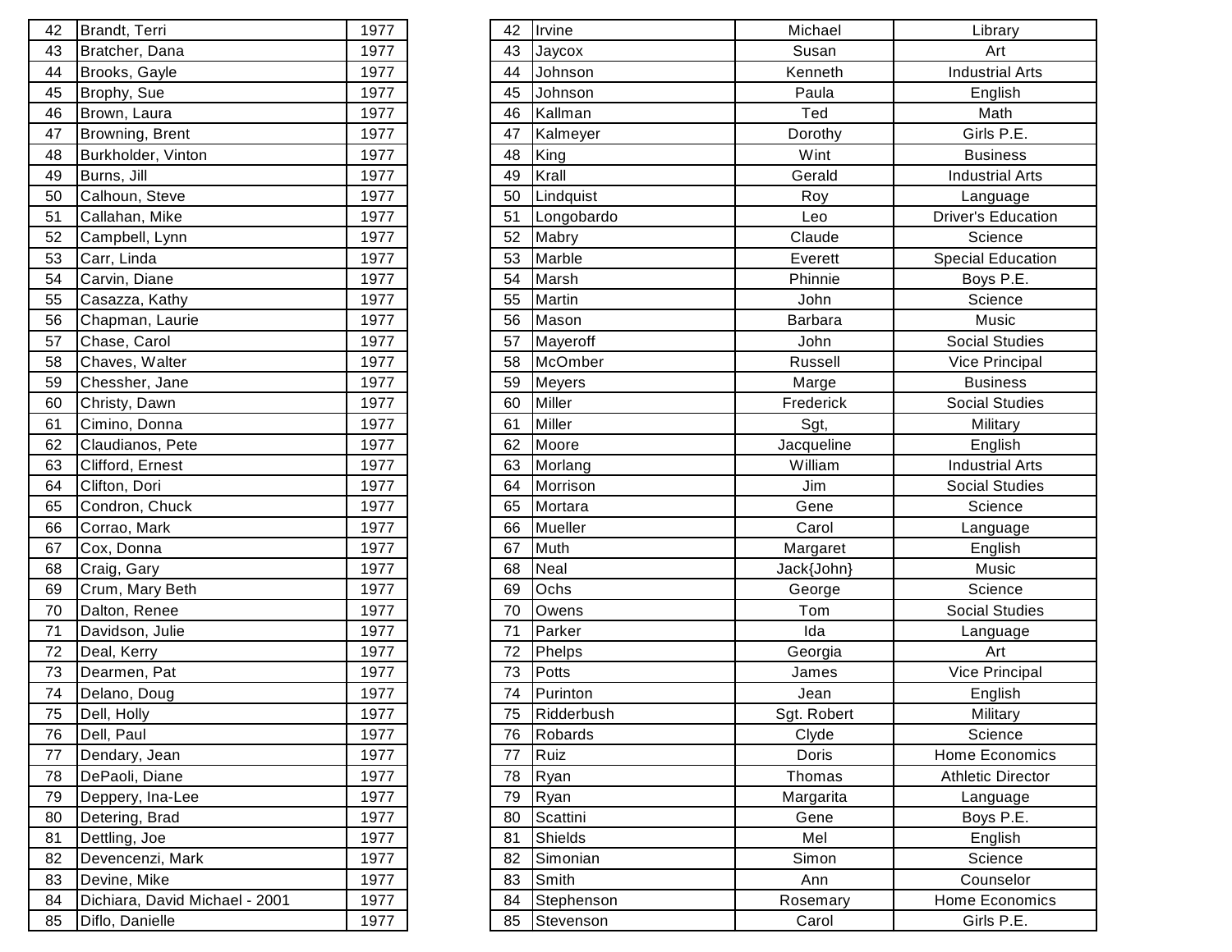| | | |
|---|---|---|
| 42 | Brandt, Terri | 1977 |
| 43 | Bratcher, Dana | 1977 |
| 44 | Brooks, Gayle | 1977 |
| 45 | Brophy, Sue | 1977 |
| 46 | Brown, Laura | 1977 |
| 47 | Browning, Brent | 1977 |
| 48 | Burkholder, Vinton | 1977 |
| 49 | Burns, Jill | 1977 |
| 50 | Calhoun, Steve | 1977 |
| 51 | Callahan, Mike | 1977 |
| 52 | Campbell, Lynn | 1977 |
| 53 | Carr, Linda | 1977 |
| 54 | Carvin, Diane | 1977 |
| 55 | Casazza, Kathy | 1977 |
| 56 | Chapman, Laurie | 1977 |
| 57 | Chase, Carol | 1977 |
| 58 | Chaves, Walter | 1977 |
| 59 | Chessher, Jane | 1977 |
| 60 | Christy, Dawn | 1977 |
| 61 | Cimino, Donna | 1977 |
| 62 | Claudianos, Pete | 1977 |
| 63 | Clifford, Ernest | 1977 |
| 64 | Clifton, Dori | 1977 |
| 65 | Condron, Chuck | 1977 |
| 66 | Corrao, Mark | 1977 |
| 67 | Cox, Donna | 1977 |
| 68 | Craig, Gary | 1977 |
| 69 | Crum, Mary Beth | 1977 |
| 70 | Dalton, Renee | 1977 |
| 71 | Davidson, Julie | 1977 |
| 72 | Deal, Kerry | 1977 |
| 73 | Dearmen, Pat | 1977 |
| 74 | Delano, Doug | 1977 |
| 75 | Dell, Holly | 1977 |
| 76 | Dell, Paul | 1977 |
| 77 | Dendary, Jean | 1977 |
| 78 | DePaoli, Diane | 1977 |
| 79 | Deppery, Ina-Lee | 1977 |
| 80 | Detering, Brad | 1977 |
| 81 | Dettling, Joe | 1977 |
| 82 | Devencenzi, Mark | 1977 |
| 83 | Devine, Mike | 1977 |
| 84 | Dichiara, David Michael - 2001 | 1977 |
| 85 | Diflo, Danielle | 1977 |

| | | | |
|---|---|---|---|
| 42 | Irvine | Michael | Library |
| 43 | Jaycox | Susan | Art |
| 44 | Johnson | Kenneth | Industrial Arts |
| 45 | Johnson | Paula | English |
| 46 | Kallman | Ted | Math |
| 47 | Kalmeyer | Dorothy | Girls P.E. |
| 48 | King | Wint | Business |
| 49 | Krall | Gerald | Industrial Arts |
| 50 | Lindquist | Roy | Language |
| 51 | Longobardo | Leo | Driver's Education |
| 52 | Mabry | Claude | Science |
| 53 | Marble | Everett | Special Education |
| 54 | Marsh | Phinnie | Boys P.E. |
| 55 | Martin | John | Science |
| 56 | Mason | Barbara | Music |
| 57 | Mayeroff | John | Social Studies |
| 58 | McOmber | Russell | Vice Principal |
| 59 | Meyers | Marge | Business |
| 60 | Miller | Frederick | Social Studies |
| 61 | Miller | Sgt, | Military |
| 62 | Moore | Jacqueline | English |
| 63 | Morlang | William | Industrial Arts |
| 64 | Morrison | Jim | Social Studies |
| 65 | Mortara | Gene | Science |
| 66 | Mueller | Carol | Language |
| 67 | Muth | Margaret | English |
| 68 | Neal | Jack{John} | Music |
| 69 | Ochs | George | Science |
| 70 | Owens | Tom | Social Studies |
| 71 | Parker | Ida | Language |
| 72 | Phelps | Georgia | Art |
| 73 | Potts | James | Vice Principal |
| 74 | Purinton | Jean | English |
| 75 | Ridderbush | Sgt. Robert | Military |
| 76 | Robards | Clyde | Science |
| 77 | Ruiz | Doris | Home Economics |
| 78 | Ryan | Thomas | Athletic Director |
| 79 | Ryan | Margarita | Language |
| 80 | Scattini | Gene | Boys P.E. |
| 81 | Shields | Mel | English |
| 82 | Simonian | Simon | Science |
| 83 | Smith | Ann | Counselor |
| 84 | Stephenson | Rosemary | Home Economics |
| 85 | Stevenson | Carol | Girls P.E. |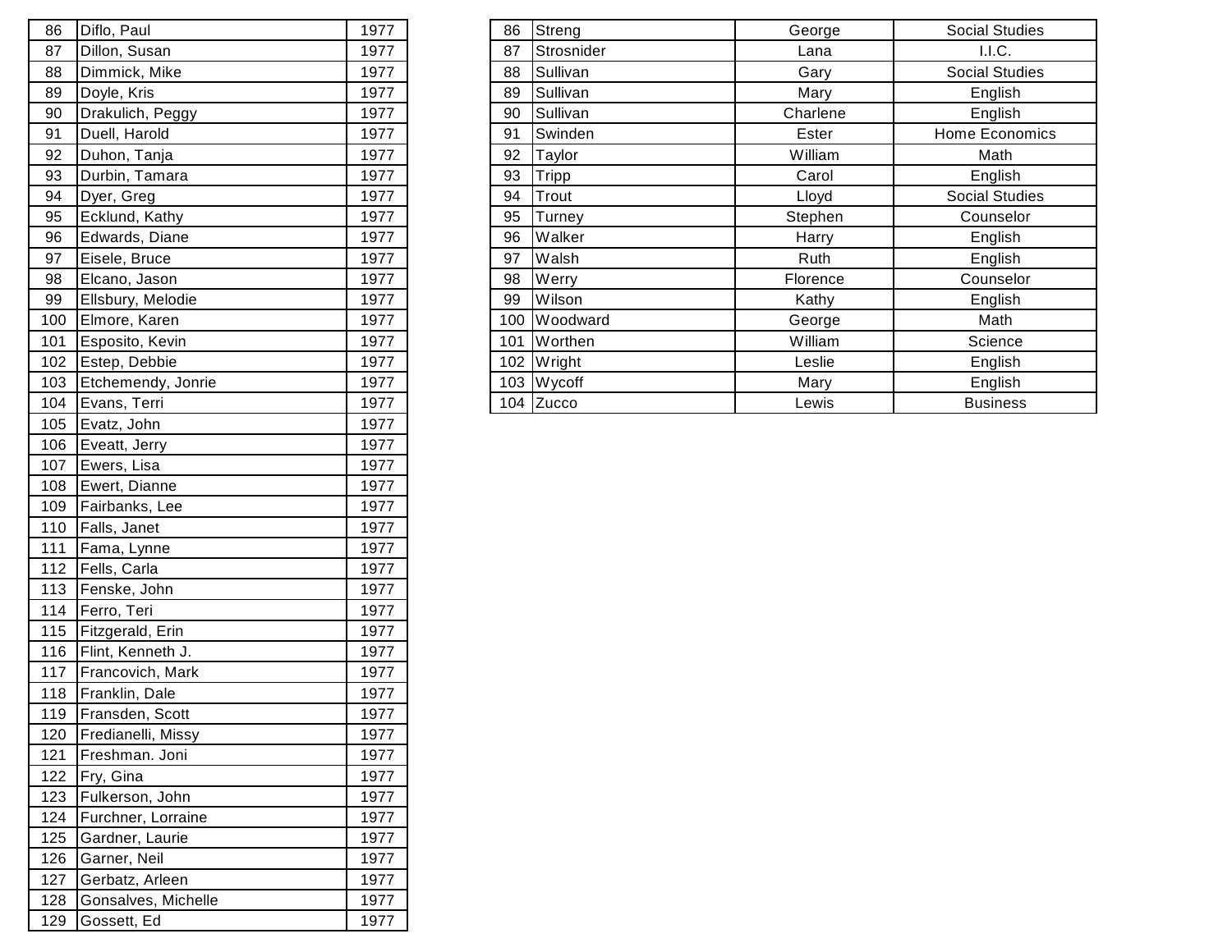| | | |
|---|---|---|
| 86 | Diflo, Paul | 1977 |
| 87 | Dillon, Susan | 1977 |
| 88 | Dimmick, Mike | 1977 |
| 89 | Doyle, Kris | 1977 |
| 90 | Drakulich, Peggy | 1977 |
| 91 | Duell, Harold | 1977 |
| 92 | Duhon, Tanja | 1977 |
| 93 | Durbin, Tamara | 1977 |
| 94 | Dyer, Greg | 1977 |
| 95 | Ecklund, Kathy | 1977 |
| 96 | Edwards, Diane | 1977 |
| 97 | Eisele, Bruce | 1977 |
| 98 | Elcano, Jason | 1977 |
| 99 | Ellsbury, Melodie | 1977 |
| 100 | Elmore, Karen | 1977 |
| 101 | Esposito, Kevin | 1977 |
| 102 | Estep, Debbie | 1977 |
| 103 | Etchemendy, Jonrie | 1977 |
| 104 | Evans, Terri | 1977 |
| 105 | Evatz, John | 1977 |
| 106 | Eveatt, Jerry | 1977 |
| 107 | Ewers, Lisa | 1977 |
| 108 | Ewert, Dianne | 1977 |
| 109 | Fairbanks, Lee | 1977 |
| 110 | Falls, Janet | 1977 |
| 111 | Fama, Lynne | 1977 |
| 112 | Fells, Carla | 1977 |
| 113 | Fenske, John | 1977 |
| 114 | Ferro, Teri | 1977 |
| 115 | Fitzgerald, Erin | 1977 |
| 116 | Flint, Kenneth J. | 1977 |
| 117 | Francovich, Mark | 1977 |
| 118 | Franklin, Dale | 1977 |
| 119 | Fransden, Scott | 1977 |
| 120 | Fredianelli, Missy | 1977 |
| 121 | Freshman. Joni | 1977 |
| 122 | Fry, Gina | 1977 |
| 123 | Fulkerson, John | 1977 |
| 124 | Furchner, Lorraine | 1977 |
| 125 | Gardner, Laurie | 1977 |
| 126 | Garner, Neil | 1977 |
| 127 | Gerbatz, Arleen | 1977 |
| 128 | Gonsalves, Michelle | 1977 |
| 129 | Gossett, Ed | 1977 |

| | | | |
|---|---|---|---|
| 86 | Streng | George | Social Studies |
| 87 | Strosnider | Lana | I.I.C. |
| 88 | Sullivan | Gary | Social Studies |
| 89 | Sullivan | Mary | English |
| 90 | Sullivan | Charlene | English |
| 91 | Swinden | Ester | Home Economics |
| 92 | Taylor | William | Math |
| 93 | Tripp | Carol | English |
| 94 | Trout | Lloyd | Social Studies |
| 95 | Turney | Stephen | Counselor |
| 96 | Walker | Harry | English |
| 97 | Walsh | Ruth | English |
| 98 | Werry | Florence | Counselor |
| 99 | Wilson | Kathy | English |
| 100 | Woodward | George | Math |
| 101 | Worthen | William | Science |
| 102 | Wright | Leslie | English |
| 103 | Wycoff | Mary | English |
| 104 | Zucco | Lewis | Business |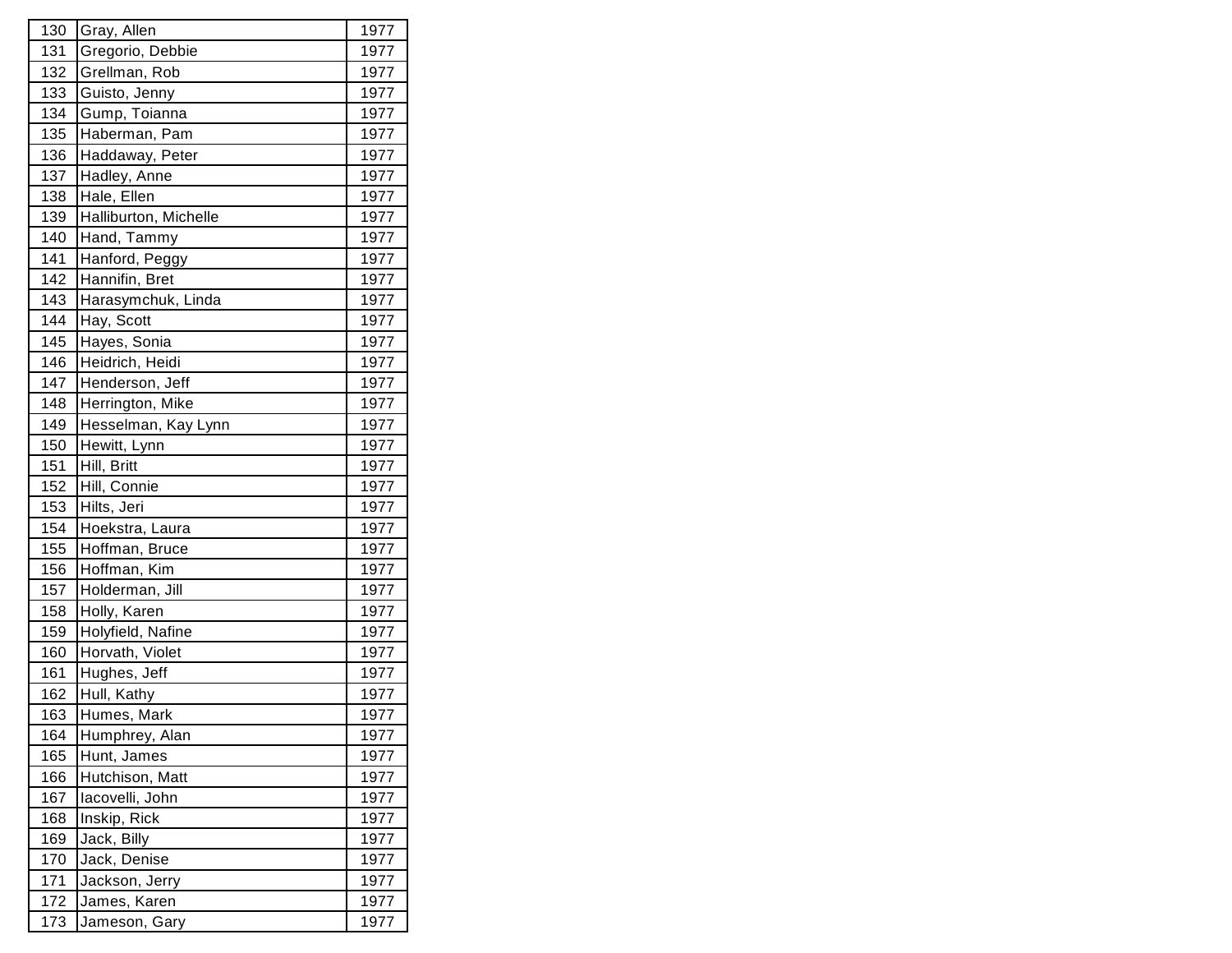| | | |
|---|---|---|
| 130 | Gray, Allen | 1977 |
| 131 | Gregorio, Debbie | 1977 |
| 132 | Grellman, Rob | 1977 |
| 133 | Guisto, Jenny | 1977 |
| 134 | Gump, Toianna | 1977 |
| 135 | Haberman, Pam | 1977 |
| 136 | Haddaway, Peter | 1977 |
| 137 | Hadley, Anne | 1977 |
| 138 | Hale, Ellen | 1977 |
| 139 | Halliburton, Michelle | 1977 |
| 140 | Hand, Tammy | 1977 |
| 141 | Hanford, Peggy | 1977 |
| 142 | Hannifin, Bret | 1977 |
| 143 | Harasymchuk, Linda | 1977 |
| 144 | Hay, Scott | 1977 |
| 145 | Hayes, Sonia | 1977 |
| 146 | Heidrich, Heidi | 1977 |
| 147 | Henderson, Jeff | 1977 |
| 148 | Herrington, Mike | 1977 |
| 149 | Hesselman, Kay Lynn | 1977 |
| 150 | Hewitt, Lynn | 1977 |
| 151 | Hill, Britt | 1977 |
| 152 | Hill, Connie | 1977 |
| 153 | Hilts, Jeri | 1977 |
| 154 | Hoekstra, Laura | 1977 |
| 155 | Hoffman, Bruce | 1977 |
| 156 | Hoffman, Kim | 1977 |
| 157 | Holderman, Jill | 1977 |
| 158 | Holly, Karen | 1977 |
| 159 | Holyfield, Nafine | 1977 |
| 160 | Horvath, Violet | 1977 |
| 161 | Hughes, Jeff | 1977 |
| 162 | Hull, Kathy | 1977 |
| 163 | Humes, Mark | 1977 |
| 164 | Humphrey, Alan | 1977 |
| 165 | Hunt, James | 1977 |
| 166 | Hutchison, Matt | 1977 |
| 167 | Iacovelli, John | 1977 |
| 168 | Inskip, Rick | 1977 |
| 169 | Jack, Billy | 1977 |
| 170 | Jack, Denise | 1977 |
| 171 | Jackson, Jerry | 1977 |
| 172 | James, Karen | 1977 |
| 173 | Jameson, Gary | 1977 |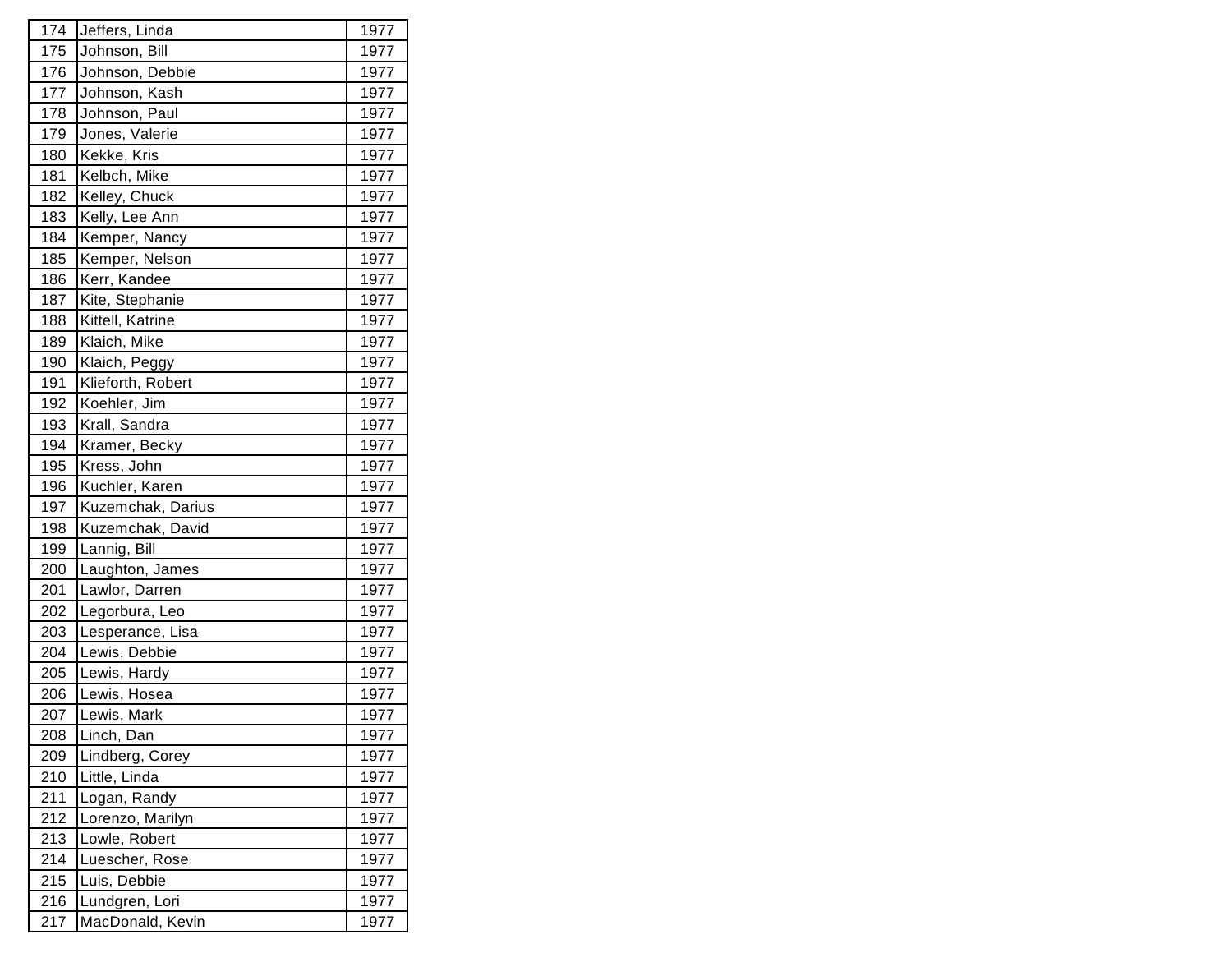| 174 | Jeffers, Linda | 1977 |
|---|---|---|
| 175 | Johnson, Bill | 1977 |
| 176 | Johnson, Debbie | 1977 |
| 177 | Johnson, Kash | 1977 |
| 178 | Johnson, Paul | 1977 |
| 179 | Jones, Valerie | 1977 |
| 180 | Kekke, Kris | 1977 |
| 181 | Kelbch, Mike | 1977 |
| 182 | Kelley, Chuck | 1977 |
| 183 | Kelly, Lee Ann | 1977 |
| 184 | Kemper, Nancy | 1977 |
| 185 | Kemper, Nelson | 1977 |
| 186 | Kerr, Kandee | 1977 |
| 187 | Kite, Stephanie | 1977 |
| 188 | Kittell, Katrine | 1977 |
| 189 | Klaich, Mike | 1977 |
| 190 | Klaich, Peggy | 1977 |
| 191 | Klieforth, Robert | 1977 |
| 192 | Koehler, Jim | 1977 |
| 193 | Krall, Sandra | 1977 |
| 194 | Kramer, Becky | 1977 |
| 195 | Kress, John | 1977 |
| 196 | Kuchler, Karen | 1977 |
| 197 | Kuzemchak, Darius | 1977 |
| 198 | Kuzemchak, David | 1977 |
| 199 | Lannig, Bill | 1977 |
| 200 | Laughton, James | 1977 |
| 201 | Lawlor, Darren | 1977 |
| 202 | Legorbura, Leo | 1977 |
| 203 | Lesperance, Lisa | 1977 |
| 204 | Lewis, Debbie | 1977 |
| 205 | Lewis, Hardy | 1977 |
| 206 | Lewis, Hosea | 1977 |
| 207 | Lewis, Mark | 1977 |
| 208 | Linch, Dan | 1977 |
| 209 | Lindberg, Corey | 1977 |
| 210 | Little, Linda | 1977 |
| 211 | Logan, Randy | 1977 |
| 212 | Lorenzo, Marilyn | 1977 |
| 213 | Lowle, Robert | 1977 |
| 214 | Luescher, Rose | 1977 |
| 215 | Luis, Debbie | 1977 |
| 216 | Lundgren, Lori | 1977 |
| 217 | MacDonald, Kevin | 1977 |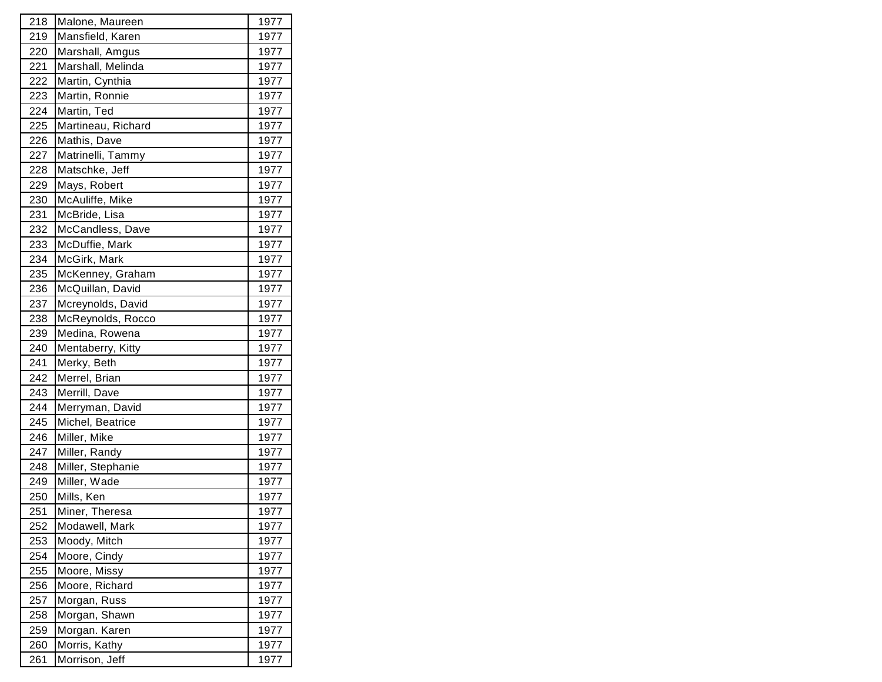| 218 | Malone, Maureen | 1977 |
|---|---|---|
| 219 | Mansfield, Karen | 1977 |
| 220 | Marshall, Amgus | 1977 |
| 221 | Marshall, Melinda | 1977 |
| 222 | Martin, Cynthia | 1977 |
| 223 | Martin, Ronnie | 1977 |
| 224 | Martin, Ted | 1977 |
| 225 | Martineau, Richard | 1977 |
| 226 | Mathis, Dave | 1977 |
| 227 | Matrinelli, Tammy | 1977 |
| 228 | Matschke, Jeff | 1977 |
| 229 | Mays, Robert | 1977 |
| 230 | McAuliffe, Mike | 1977 |
| 231 | McBride, Lisa | 1977 |
| 232 | McCandless, Dave | 1977 |
| 233 | McDuffie, Mark | 1977 |
| 234 | McGirk, Mark | 1977 |
| 235 | McKenney, Graham | 1977 |
| 236 | McQuillan, David | 1977 |
| 237 | Mcreynolds, David | 1977 |
| 238 | McReynolds, Rocco | 1977 |
| 239 | Medina, Rowena | 1977 |
| 240 | Mentaberry, Kitty | 1977 |
| 241 | Merky, Beth | 1977 |
| 242 | Merrel, Brian | 1977 |
| 243 | Merrill, Dave | 1977 |
| 244 | Merryman, David | 1977 |
| 245 | Michel, Beatrice | 1977 |
| 246 | Miller, Mike | 1977 |
| 247 | Miller, Randy | 1977 |
| 248 | Miller, Stephanie | 1977 |
| 249 | Miller, Wade | 1977 |
| 250 | Mills, Ken | 1977 |
| 251 | Miner, Theresa | 1977 |
| 252 | Modawell, Mark | 1977 |
| 253 | Moody, Mitch | 1977 |
| 254 | Moore, Cindy | 1977 |
| 255 | Moore, Missy | 1977 |
| 256 | Moore, Richard | 1977 |
| 257 | Morgan, Russ | 1977 |
| 258 | Morgan, Shawn | 1977 |
| 259 | Morgan. Karen | 1977 |
| 260 | Morris, Kathy | 1977 |
| 261 | Morrison, Jeff | 1977 |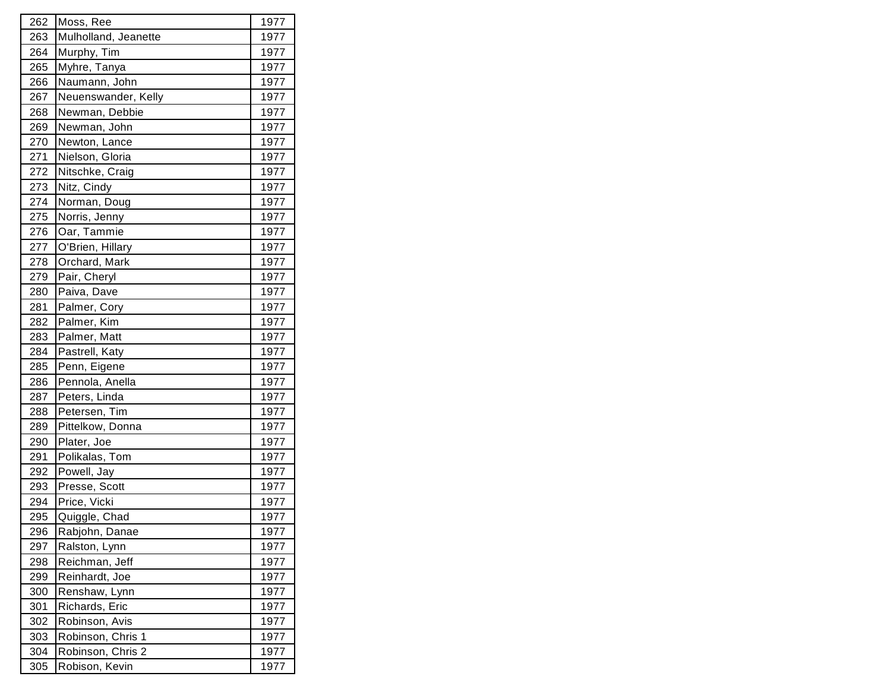| 262 | Moss, Ree | 1977 |
|---|---|---|
| 263 | Mulholland, Jeanette | 1977 |
| 264 | Murphy, Tim | 1977 |
| 265 | Myhre, Tanya | 1977 |
| 266 | Naumann, John | 1977 |
| 267 | Neuenswander, Kelly | 1977 |
| 268 | Newman, Debbie | 1977 |
| 269 | Newman, John | 1977 |
| 270 | Newton, Lance | 1977 |
| 271 | Nielson, Gloria | 1977 |
| 272 | Nitschke, Craig | 1977 |
| 273 | Nitz, Cindy | 1977 |
| 274 | Norman, Doug | 1977 |
| 275 | Norris, Jenny | 1977 |
| 276 | Oar, Tammie | 1977 |
| 277 | O'Brien, Hillary | 1977 |
| 278 | Orchard, Mark | 1977 |
| 279 | Pair, Cheryl | 1977 |
| 280 | Paiva, Dave | 1977 |
| 281 | Palmer, Cory | 1977 |
| 282 | Palmer, Kim | 1977 |
| 283 | Palmer, Matt | 1977 |
| 284 | Pastrell, Katy | 1977 |
| 285 | Penn, Eigene | 1977 |
| 286 | Pennola, Anella | 1977 |
| 287 | Peters, Linda | 1977 |
| 288 | Petersen, Tim | 1977 |
| 289 | Pittelkow, Donna | 1977 |
| 290 | Plater, Joe | 1977 |
| 291 | Polikalas, Tom | 1977 |
| 292 | Powell, Jay | 1977 |
| 293 | Presse, Scott | 1977 |
| 294 | Price, Vicki | 1977 |
| 295 | Quiggle, Chad | 1977 |
| 296 | Rabjohn, Danae | 1977 |
| 297 | Ralston, Lynn | 1977 |
| 298 | Reichman, Jeff | 1977 |
| 299 | Reinhardt, Joe | 1977 |
| 300 | Renshaw, Lynn | 1977 |
| 301 | Richards, Eric | 1977 |
| 302 | Robinson, Avis | 1977 |
| 303 | Robinson, Chris 1 | 1977 |
| 304 | Robinson, Chris 2 | 1977 |
| 305 | Robison, Kevin | 1977 |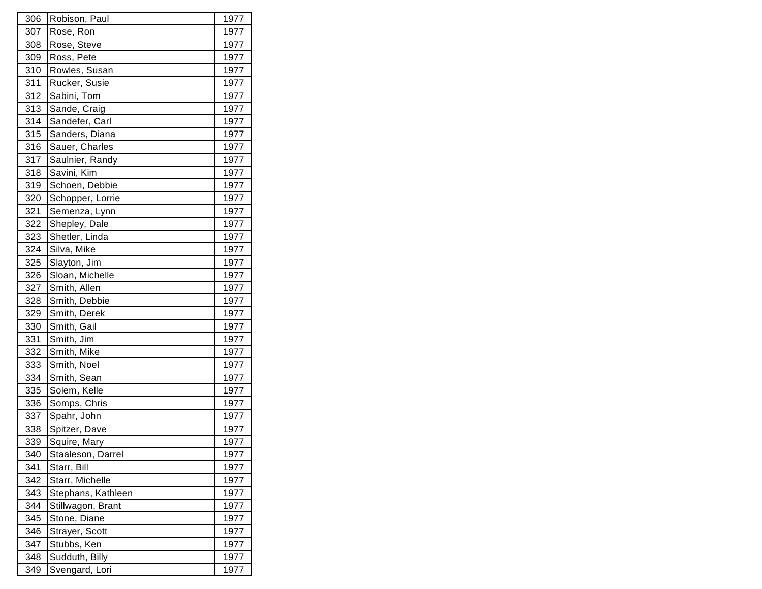| 306 | Robison, Paul | 1977 |
|---|---|---|
| 307 | Rose, Ron | 1977 |
| 308 | Rose, Steve | 1977 |
| 309 | Ross, Pete | 1977 |
| 310 | Rowles, Susan | 1977 |
| 311 | Rucker, Susie | 1977 |
| 312 | Sabini, Tom | 1977 |
| 313 | Sande, Craig | 1977 |
| 314 | Sandefer, Carl | 1977 |
| 315 | Sanders, Diana | 1977 |
| 316 | Sauer, Charles | 1977 |
| 317 | Saulnier, Randy | 1977 |
| 318 | Savini, Kim | 1977 |
| 319 | Schoen, Debbie | 1977 |
| 320 | Schopper, Lorrie | 1977 |
| 321 | Semenza, Lynn | 1977 |
| 322 | Shepley, Dale | 1977 |
| 323 | Shetler, Linda | 1977 |
| 324 | Silva, Mike | 1977 |
| 325 | Slayton, Jim | 1977 |
| 326 | Sloan, Michelle | 1977 |
| 327 | Smith, Allen | 1977 |
| 328 | Smith, Debbie | 1977 |
| 329 | Smith, Derek | 1977 |
| 330 | Smith, Gail | 1977 |
| 331 | Smith, Jim | 1977 |
| 332 | Smith, Mike | 1977 |
| 333 | Smith, Noel | 1977 |
| 334 | Smith, Sean | 1977 |
| 335 | Solem, Kelle | 1977 |
| 336 | Somps, Chris | 1977 |
| 337 | Spahr, John | 1977 |
| 338 | Spitzer, Dave | 1977 |
| 339 | Squire, Mary | 1977 |
| 340 | Staaleson, Darrel | 1977 |
| 341 | Starr, Bill | 1977 |
| 342 | Starr, Michelle | 1977 |
| 343 | Stephans, Kathleen | 1977 |
| 344 | Stillwagon, Brant | 1977 |
| 345 | Stone, Diane | 1977 |
| 346 | Strayer, Scott | 1977 |
| 347 | Stubbs, Ken | 1977 |
| 348 | Sudduth, Billy | 1977 |
| 349 | Svengard, Lori | 1977 |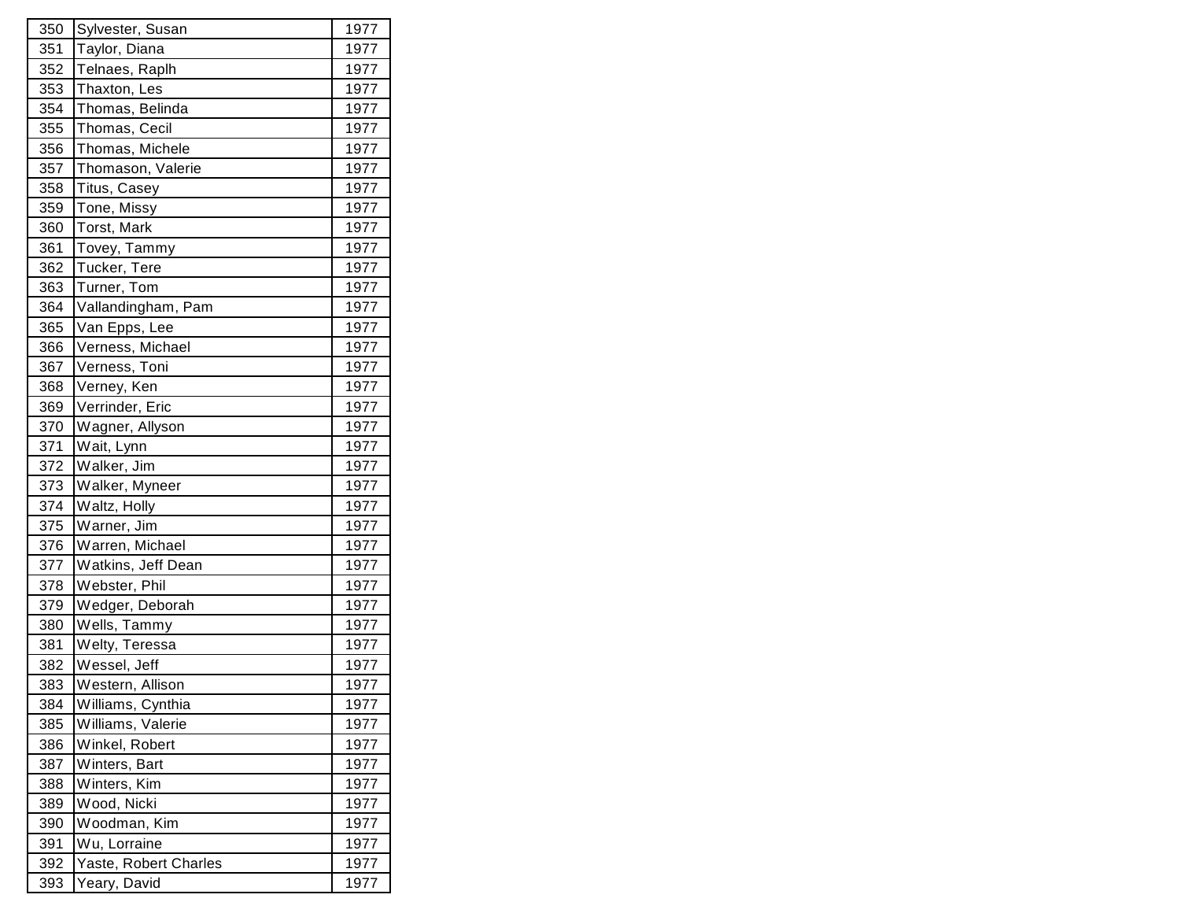| | | |
|---|---|---|
| 350 | Sylvester, Susan | 1977 |
| 351 | Taylor, Diana | 1977 |
| 352 | Telnaes, Raplh | 1977 |
| 353 | Thaxton, Les | 1977 |
| 354 | Thomas, Belinda | 1977 |
| 355 | Thomas, Cecil | 1977 |
| 356 | Thomas, Michele | 1977 |
| 357 | Thomason, Valerie | 1977 |
| 358 | Titus, Casey | 1977 |
| 359 | Tone, Missy | 1977 |
| 360 | Torst, Mark | 1977 |
| 361 | Tovey, Tammy | 1977 |
| 362 | Tucker, Tere | 1977 |
| 363 | Turner, Tom | 1977 |
| 364 | Vallandingham, Pam | 1977 |
| 365 | Van Epps, Lee | 1977 |
| 366 | Verness, Michael | 1977 |
| 367 | Verness, Toni | 1977 |
| 368 | Verney, Ken | 1977 |
| 369 | Verrinder, Eric | 1977 |
| 370 | Wagner, Allyson | 1977 |
| 371 | Wait, Lynn | 1977 |
| 372 | Walker, Jim | 1977 |
| 373 | Walker, Myneer | 1977 |
| 374 | Waltz, Holly | 1977 |
| 375 | Warner, Jim | 1977 |
| 376 | Warren, Michael | 1977 |
| 377 | Watkins, Jeff Dean | 1977 |
| 378 | Webster, Phil | 1977 |
| 379 | Wedger, Deborah | 1977 |
| 380 | Wells, Tammy | 1977 |
| 381 | Welty, Teressa | 1977 |
| 382 | Wessel, Jeff | 1977 |
| 383 | Western, Allison | 1977 |
| 384 | Williams, Cynthia | 1977 |
| 385 | Williams, Valerie | 1977 |
| 386 | Winkel, Robert | 1977 |
| 387 | Winters, Bart | 1977 |
| 388 | Winters, Kim | 1977 |
| 389 | Wood, Nicki | 1977 |
| 390 | Woodman, Kim | 1977 |
| 391 | Wu, Lorraine | 1977 |
| 392 | Yaste, Robert Charles | 1977 |
| 393 | Yeary, David | 1977 |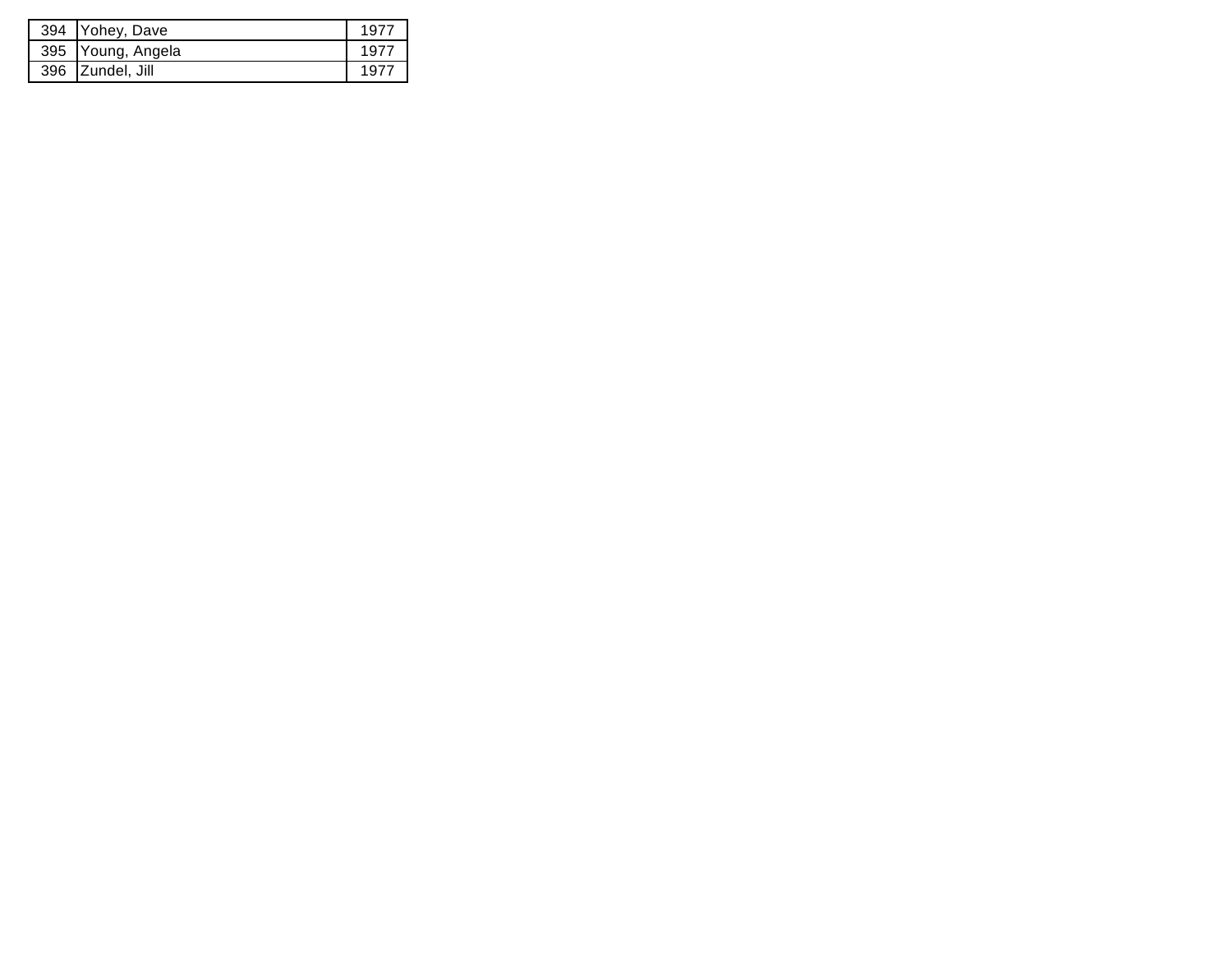| | | |
|---|---|---|
| 394 | Yohey, Dave | 1977 |
| 395 | Young, Angela | 1977 |
| 396 | Zundel, Jill | 1977 |